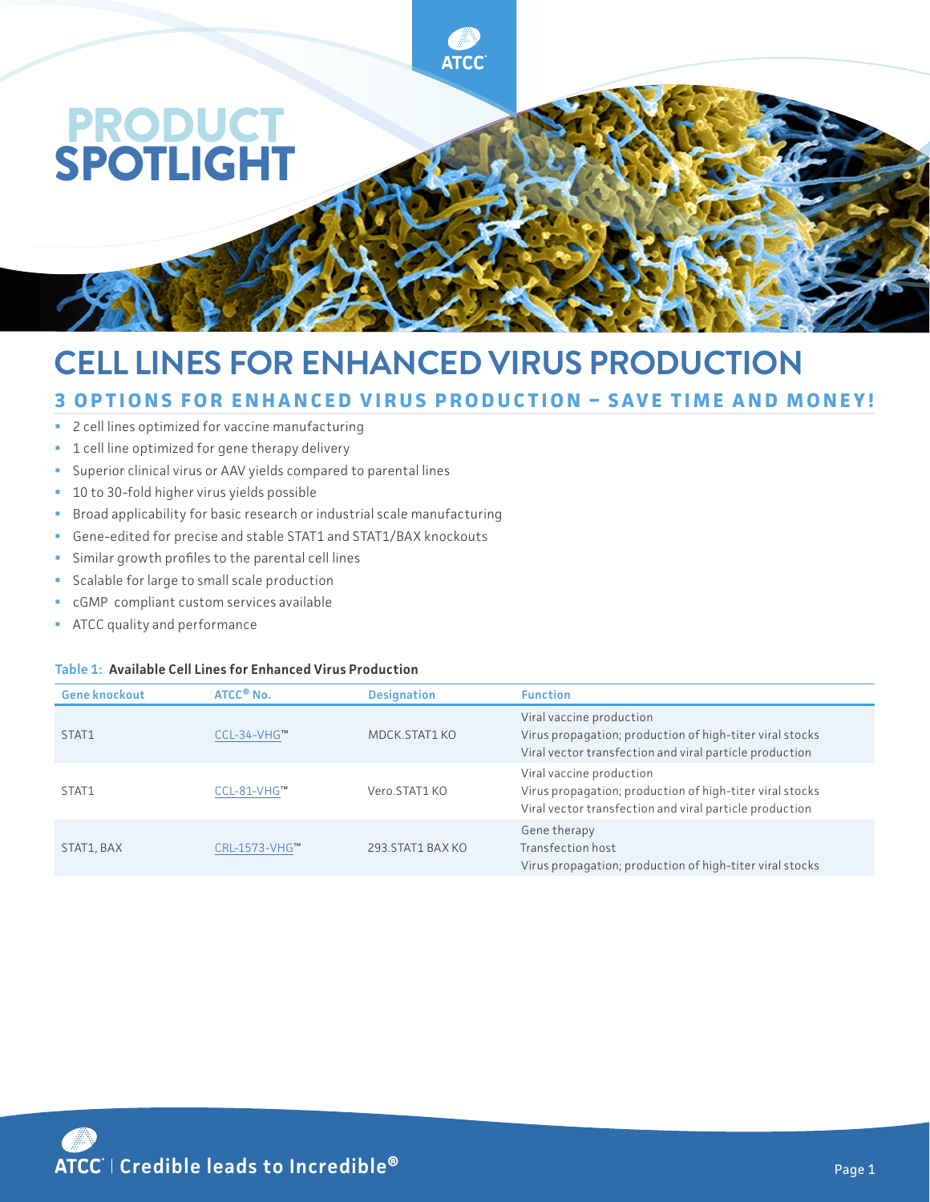# PRODUCT SPOTLIGHT

# CELL LINES FOR ENHANCED VIRUS PRODUCTION

## 3 OPTIONS FOR ENHANCED VIRUS PRODUCTION – SAVE TIME AND MONEY!

- 2 cell lines optimized for vaccine manufacturing
- 1 cell line optimized for gene therapy delivery
- Superior clinical virus or AAV yields compared to parental lines
- 10 to 30-fold higher virus yields possible
- Broad applicability for basic research or industrial scale manufacturing
- Gene-edited for precise and stable STAT1 and STAT1/BAX knockouts
- Similar growth profiles to the parental cell lines
- Scalable for large to small scale production
- cGMP compliant custom services available
- ATCC quality and performance

**Table 1: Available Cell Lines for Enhanced Virus Production**

| Gene knockout | ATCC® No. | Designation | Function |
|---|---|---|---|
| STAT1 | CCL-34-VHG™ | MDCK.STAT1 KO | Viral vaccine production<br>Virus propagation; production of high-titer viral stocks<br>Viral vector transfection and viral particle production |
| STAT1 | CCL-81-VHG™ | Vero.STAT1 KO | Viral vaccine production<br>Virus propagation; production of high-titer viral stocks<br>Viral vector transfection and viral particle production |
| STAT1, BAX | CRL-1573-VHG™ | 293.STAT1 BAX KO | Gene therapy<br>Transfection host<br>Virus propagation; production of high-titer viral stocks |

ATCC | Credible leads to Incredible®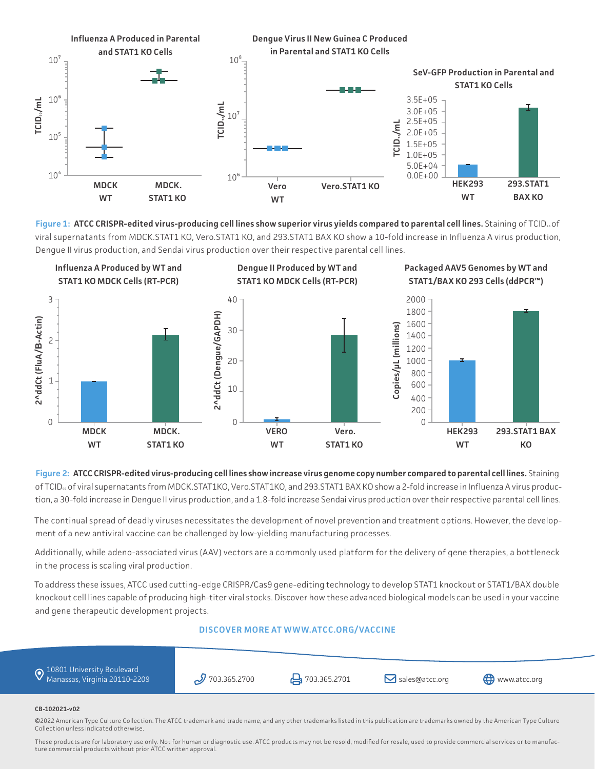Influenza A Produced in Parental and STAT1 KO Cells

$10^7$
$10^6$
$10^5$
$10^4$
TCID₅₀/mL
MDCK WT
MDCK. STAT1 KO

Dengue Virus II New Guinea C Produced in Parental and STAT1 KO Cells

$10^8$
$10^7$
$10^6$
TCID₅₀/mL
Vero WT
Vero.STAT1 KO

SeV-GFP Production in Parental and STAT1 KO Cells

3.5E+05
3.0E+05
2.5E+05
2.0E+05
1.5E+05
1.0E+05
5.0E+04
0.0E+00
TCID₅₀/mL
HEK293 WT
293.STAT1 BAX KO

**Figure 1:** **ATCC CRISPR-edited virus-producing cell lines show superior virus yields compared to parental cell lines.** Staining of $TCID_{50}$ of viral supernatants from MDCK.STAT1 KO, Vero.STAT1 KO, and 293.STAT1 BAX KO show a 10-fold increase in Influenza A virus production, Dengue II virus production, and Sendai virus production over their respective parental cell lines.

Influenza A Produced by WT and STAT1 KO MDCK Cells (RT-PCR)

3
2
1
0
2^ddCt (FluA/B-Actin)
MDCK WT
MDCK. STAT1 KO

Dengue II Produced by WT and STAT1 KO MDCK Cells (RT-PCR)

40
30
20
10
0
2^ddCt (Dengue/GAPDH)
VERO WT
Vero. STAT1 KO

Packaged AAV5 Genomes by WT and STAT1/BAX KO 293 Cells (ddPCR™)

2000
1800
1600
1400
1200
1000
800
600
400
200
0
Copies/µL (millions)
HEK293 WT
293.STAT1 BAX KO

**Figure 2:** **ATCC CRISPR-edited virus-producing cell lines show increase virus genome copy number compared to parental cell lines.** Staining of $TCID_{50}$ of viral supernatants from MDCK.STAT1KO, Vero.STAT1KO, and 293.STAT1 BAX KO show a 2-fold increase in Influenza A virus production, a 30-fold increase in Dengue II virus production, and a 1.8-fold increase Sendai virus production over their respective parental cell lines.

The continual spread of deadly viruses necessitates the development of novel prevention and treatment options. However, the development of a new antiviral vaccine can be challenged by low-yielding manufacturing processes.

Additionally, while adeno-associated virus (AAV) vectors are a commonly used platform for the delivery of gene therapies, a bottleneck in the process is scaling viral production.

To address these issues, ATCC used cutting-edge CRISPR/Cas9 gene-editing technology to develop STAT1 knockout or STAT1/BAX double knockout cell lines capable of producing high-titer viral stocks. Discover how these advanced biological models can be used in your vaccine and gene therapeutic development projects.

**DISCOVER MORE AT WWW.ATCC.ORG/VACCINE**

10801 University Boulevard
Manassas, Virginia 20110-2209

703.365.2700

703.365.2701

sales@atcc.org

www.atcc.org

**CB-102021-v02**

©2022 American Type Culture Collection. The ATCC trademark and trade name, and any other trademarks listed in this publication are trademarks owned by the American Type Culture Collection unless indicated otherwise.

These products are for laboratory use only. Not for human or diagnostic use. ATCC products may not be resold, modified for resale, used to provide commercial services or to manufacture commercial products without prior ATCC written approval.